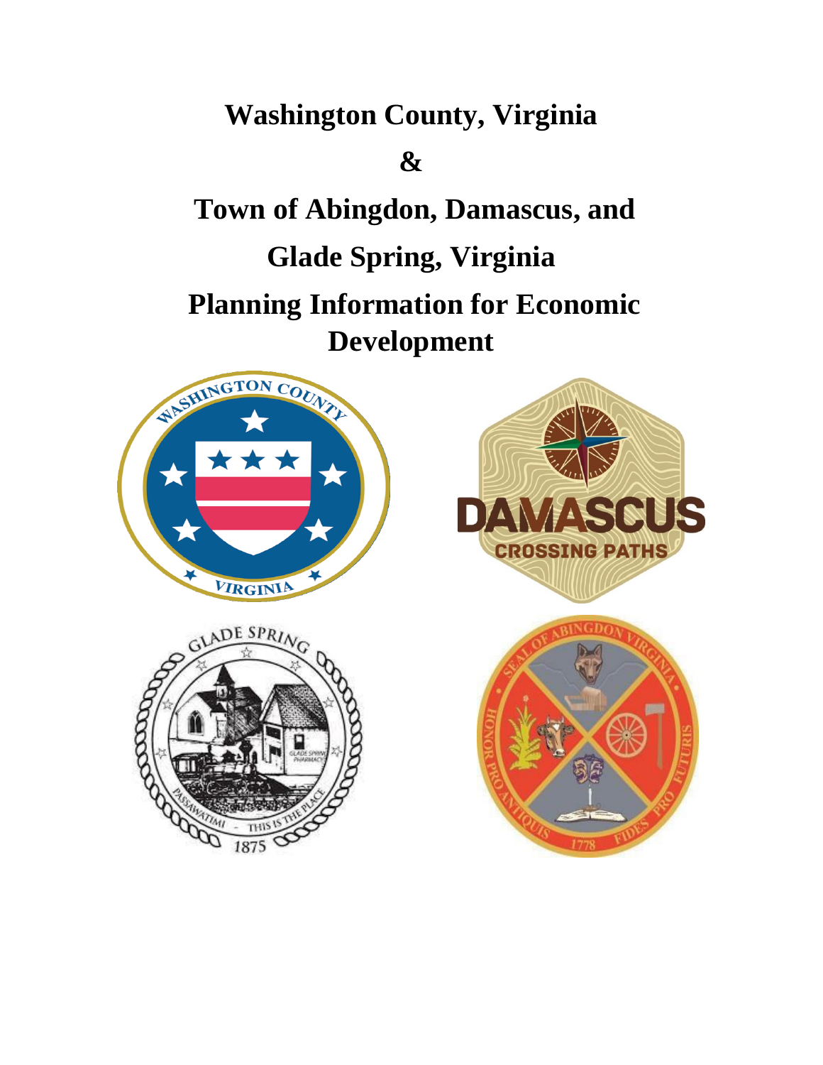# Washington County, Virginia

# &

# Town of Abingdon, Damascus, and Glade Spring, Virginia

# Planning Information for Economic Development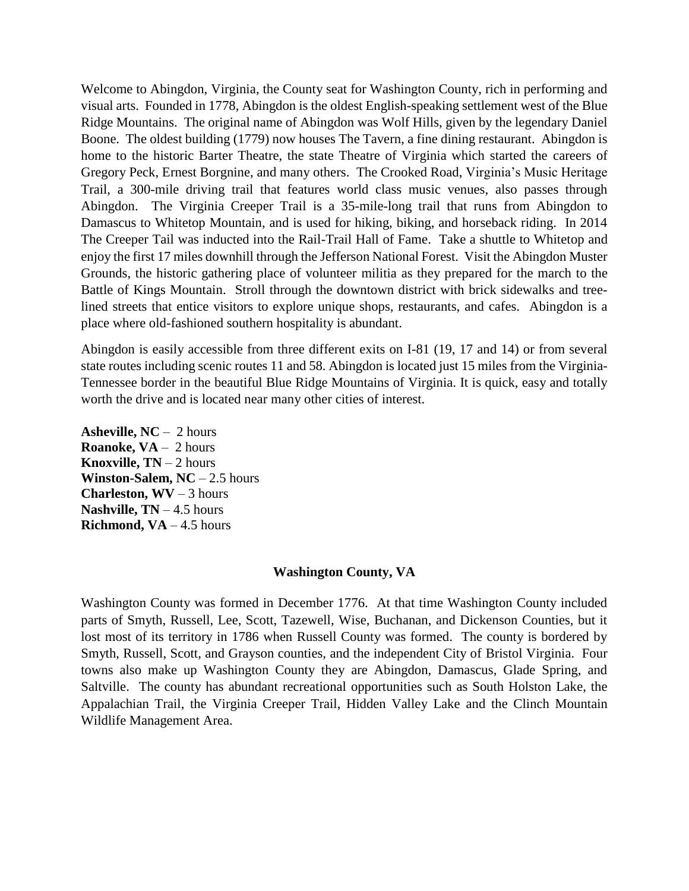Welcome to Abingdon, Virginia, the County seat for Washington County, rich in performing and visual arts. Founded in 1778, Abingdon is the oldest English-speaking settlement west of the Blue Ridge Mountains. The original name of Abingdon was Wolf Hills, given by the legendary Daniel Boone. The oldest building (1779) now houses The Tavern, a fine dining restaurant. Abingdon is home to the historic Barter Theatre, the state Theatre of Virginia which started the careers of Gregory Peck, Ernest Borgnine, and many others. The Crooked Road, Virginia's Music Heritage Trail, a 300-mile driving trail that features world class music venues, also passes through Abingdon. The Virginia Creeper Trail is a 35-mile-long trail that runs from Abingdon to Damascus to Whitetop Mountain, and is used for hiking, biking, and horseback riding. In 2014 The Creeper Tail was inducted into the Rail-Trail Hall of Fame. Take a shuttle to Whitetop and enjoy the first 17 miles downhill through the Jefferson National Forest. Visit the Abingdon Muster Grounds, the historic gathering place of volunteer militia as they prepared for the march to the Battle of Kings Mountain. Stroll through the downtown district with brick sidewalks and tree-lined streets that entice visitors to explore unique shops, restaurants, and cafes. Abingdon is a place where old-fashioned southern hospitality is abundant.

Abingdon is easily accessible from three different exits on I-81 (19, 17 and 14) or from several state routes including scenic routes 11 and 58. Abingdon is located just 15 miles from the Virginia-Tennessee border in the beautiful Blue Ridge Mountains of Virginia. It is quick, easy and totally worth the drive and is located near many other cities of interest.

**Asheville, NC** – 2 hours
**Roanoke, VA** – 2 hours
**Knoxville, TN** – 2 hours
**Winston-Salem, NC** – 2.5 hours
**Charleston, WV** – 3 hours
**Nashville, TN** – 4.5 hours
**Richmond, VA** – 4.5 hours

## Washington County, VA

Washington County was formed in December 1776. At that time Washington County included parts of Smyth, Russell, Lee, Scott, Tazewell, Wise, Buchanan, and Dickenson Counties, but it lost most of its territory in 1786 when Russell County was formed. The county is bordered by Smyth, Russell, Scott, and Grayson counties, and the independent City of Bristol Virginia. Four towns also make up Washington County they are Abingdon, Damascus, Glade Spring, and Saltville. The county has abundant recreational opportunities such as South Holston Lake, the Appalachian Trail, the Virginia Creeper Trail, Hidden Valley Lake and the Clinch Mountain Wildlife Management Area.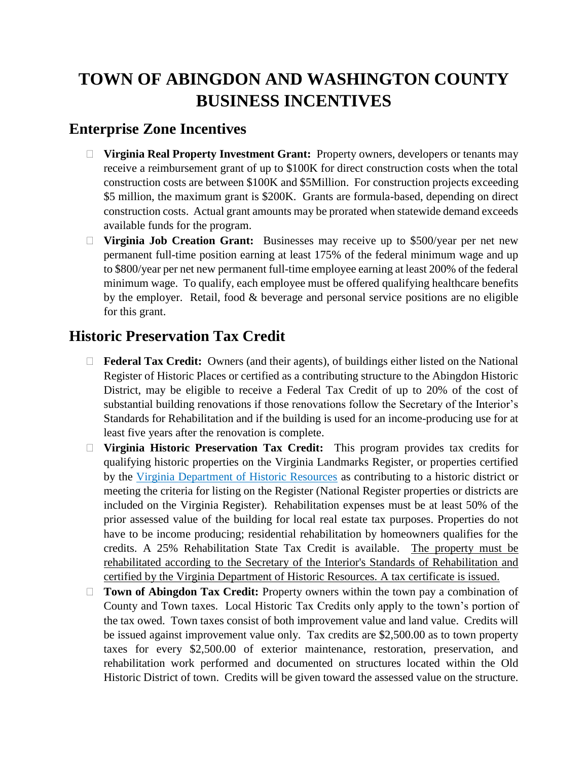# TOWN OF ABINGDON AND WASHINGTON COUNTY BUSINESS INCENTIVES

## Enterprise Zone Incentives

- **Virginia Real Property Investment Grant:** Property owners, developers or tenants may receive a reimbursement grant of up to $100K for direct construction costs when the total construction costs are between $100K and $5Million. For construction projects exceeding $5 million, the maximum grant is $200K. Grants are formula-based, depending on direct construction costs. Actual grant amounts may be prorated when statewide demand exceeds available funds for the program.
- **Virginia Job Creation Grant:** Businesses may receive up to $500/year per net new permanent full-time position earning at least 175% of the federal minimum wage and up to $800/year per net new permanent full-time employee earning at least 200% of the federal minimum wage. To qualify, each employee must be offered qualifying healthcare benefits by the employer. Retail, food & beverage and personal service positions are no eligible for this grant.

## Historic Preservation Tax Credit

- **Federal Tax Credit:** Owners (and their agents), of buildings either listed on the National Register of Historic Places or certified as a contributing structure to the Abingdon Historic District, may be eligible to receive a Federal Tax Credit of up to 20% of the cost of substantial building renovations if those renovations follow the Secretary of the Interior's Standards for Rehabilitation and if the building is used for an income-producing use for at least five years after the renovation is complete.
- **Virginia Historic Preservation Tax Credit:** This program provides tax credits for qualifying historic properties on the Virginia Landmarks Register, or properties certified by the Virginia Department of Historic Resources as contributing to a historic district or meeting the criteria for listing on the Register (National Register properties or districts are included on the Virginia Register). Rehabilitation expenses must be at least 50% of the prior assessed value of the building for local real estate tax purposes. Properties do not have to be income producing; residential rehabilitation by homeowners qualifies for the credits. A 25% Rehabilitation State Tax Credit is available. The property must be rehabilitated according to the Secretary of the Interior's Standards of Rehabilitation and certified by the Virginia Department of Historic Resources. A tax certificate is issued.
- **Town of Abingdon Tax Credit:** Property owners within the town pay a combination of County and Town taxes. Local Historic Tax Credits only apply to the town's portion of the tax owed. Town taxes consist of both improvement value and land value. Credits will be issued against improvement value only. Tax credits are $2,500.00 as to town property taxes for every $2,500.00 of exterior maintenance, restoration, preservation, and rehabilitation work performed and documented on structures located within the Old Historic District of town. Credits will be given toward the assessed value on the structure.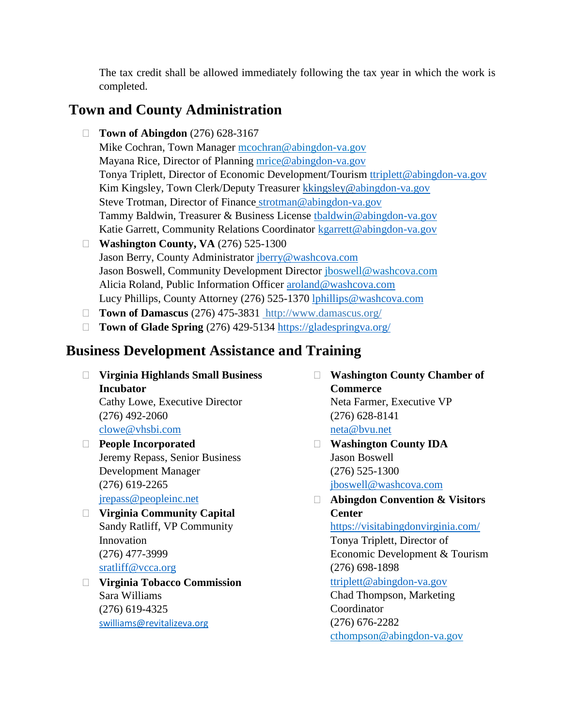The tax credit shall be allowed immediately following the tax year in which the work is completed.

## Town and County Administration

- **Town of Abingdon** (276) 628-3167
  Mike Cochran, Town Manager mcochran@abingdon-va.gov
  Mayana Rice, Director of Planning mrice@abingdon-va.gov
  Tonya Triplett, Director of Economic Development/Tourism ttriplett@abingdon-va.gov
  Kim Kingsley, Town Clerk/Deputy Treasurer kkingsley@abingdon-va.gov
  Steve Trotman, Director of Finance strotman@abingdon-va.gov
  Tammy Baldwin, Treasurer & Business License tbaldwin@abingdon-va.gov
  Katie Garrett, Community Relations Coordinator kgarrett@abingdon-va.gov
- **Washington County, VA** (276) 525-1300
  Jason Berry, County Administrator jberry@washcova.com
  Jason Boswell, Community Development Director jboswell@washcova.com
  Alicia Roland, Public Information Officer aroland@washcova.com
  Lucy Phillips, County Attorney (276) 525-1370 lphillips@washcova.com
- **Town of Damascus** (276) 475-3831 http://www.damascus.org/
- **Town of Glade Spring** (276) 429-5134 https://gladespringva.org/

## Business Development Assistance and Training

- **Virginia Highlands Small Business Incubator**
  Cathy Lowe, Executive Director
  (276) 492-2060
  clowe@vhsbi.com
- **People Incorporated**
  Jeremy Repass, Senior Business Development Manager
  (276) 619-2265
  jrepass@peopleinc.net
- **Virginia Community Capital**
  Sandy Ratliff, VP Community Innovation
  (276) 477-3999
  sratliff@vcca.org
- **Virginia Tobacco Commission**
  Sara Williams
  (276) 619-4325
  swilliams@revitalizeva.org
- **Washington County Chamber of Commerce**
  Neta Farmer, Executive VP
  (276) 628-8141
  neta@bvu.net
- **Washington County IDA**
  Jason Boswell
  (276) 525-1300
  jboswell@washcova.com
- **Abingdon Convention & Visitors Center**
  https://visitabingdonvirginia.com/
  Tonya Triplett, Director of Economic Development & Tourism
  (276) 698-1898
  ttriplett@abingdon-va.gov
  Chad Thompson, Marketing Coordinator
  (276) 676-2282
  cthompson@abingdon-va.gov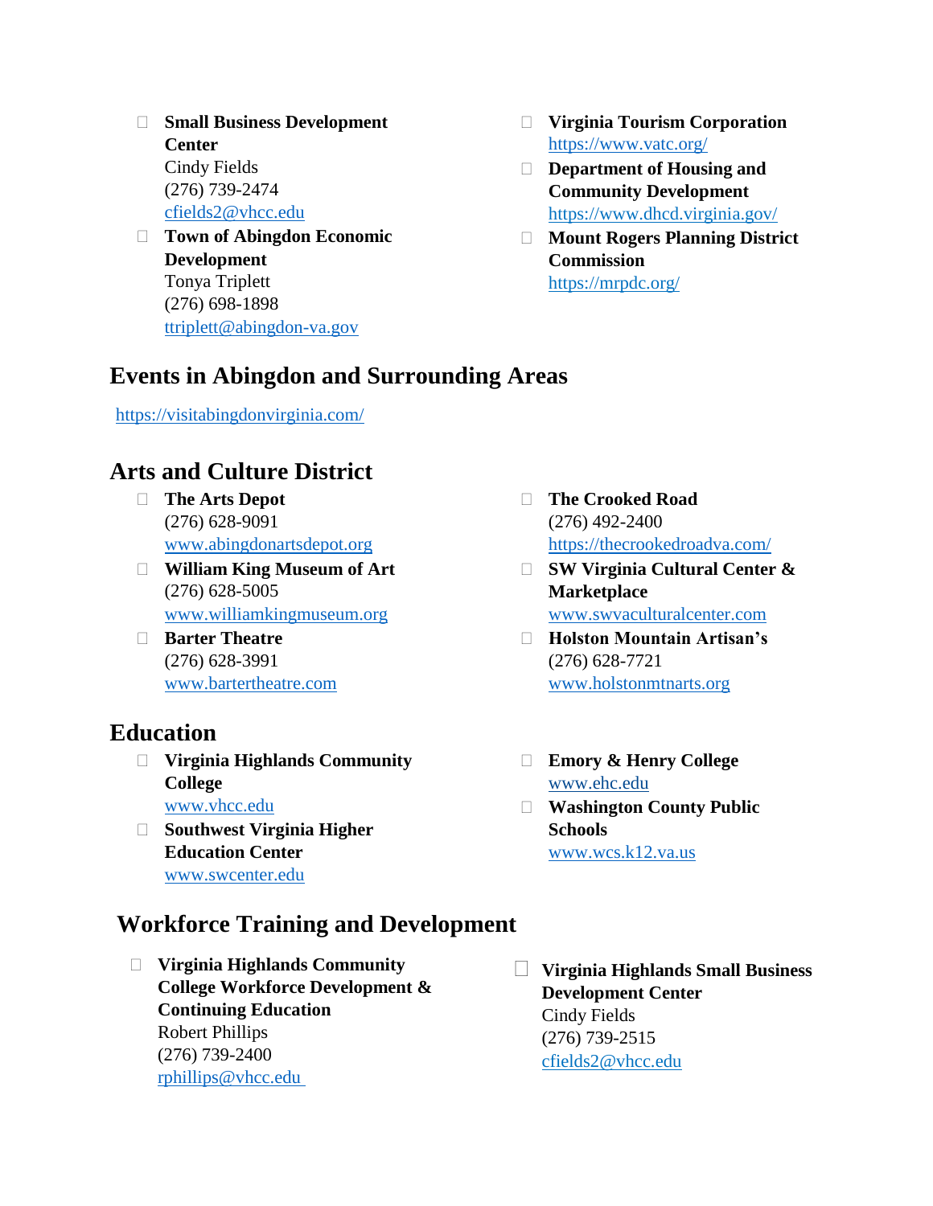- **Small Business Development Center**
  Cindy Fields
  (276) 739-2474
  cfields2@vhcc.edu
- **Town of Abingdon Economic Development**
  Tonya Triplett
  (276) 698-1898
  ttriplett@abingdon-va.gov
- **Virginia Tourism Corporation**
  https://www.vatc.org/
- **Department of Housing and Community Development**
  https://www.dhcd.virginia.gov/
- **Mount Rogers Planning District Commission**
  https://mrpdc.org/

## Events in Abingdon and Surrounding Areas

https://visitabingdonvirginia.com/

## Arts and Culture District

- **The Arts Depot**
  (276) 628-9091
  www.abingdonartsdepot.org
- **William King Museum of Art**
  (276) 628-5005
  www.williamkingmuseum.org
- **Barter Theatre**
  (276) 628-3991
  www.bartertheatre.com
- **The Crooked Road**
  (276) 492-2400
  https://thecrookedroadva.com/
- **SW Virginia Cultural Center & Marketplace**
  www.swvaculturalcenter.com
- **Holston Mountain Artisan's**
  (276) 628-7721
  www.holstonmtnarts.org

## Education

- **Virginia Highlands Community College**
  www.vhcc.edu
- **Southwest Virginia Higher Education Center**
  www.swcenter.edu
- **Emory & Henry College**
  www.ehc.edu
- **Washington County Public Schools**
  www.wcs.k12.va.us

## Workforce Training and Development

- **Virginia Highlands Community College Workforce Development & Continuing Education**
  Robert Phillips
  (276) 739-2400
  rphillips@vhcc.edu
- **Virginia Highlands Small Business Development Center**
  Cindy Fields
  (276) 739-2515
  cfields2@vhcc.edu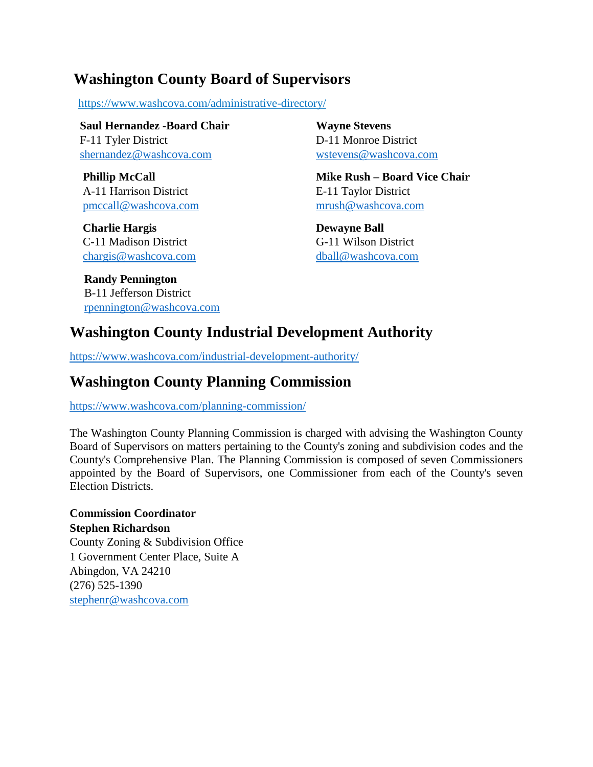## Washington County Board of Supervisors

https://www.washcova.com/administrative-directory/

**Saul Hernandez -Board Chair**
F-11 Tyler District
shernandez@washcova.com

**Phillip McCall**
A-11 Harrison District
pmccall@washcova.com

**Charlie Hargis**
C-11 Madison District
chargis@washcova.com

**Randy Pennington**
B-11 Jefferson District
rpennington@washcova.com

**Wayne Stevens**
D-11 Monroe District
wstevens@washcova.com

**Mike Rush – Board Vice Chair**
E-11 Taylor District
mrush@washcova.com

**Dewayne Ball**
G-11 Wilson District
dball@washcova.com

## Washington County Industrial Development Authority

https://www.washcova.com/industrial-development-authority/

## Washington County Planning Commission

https://www.washcova.com/planning-commission/

The Washington County Planning Commission is charged with advising the Washington County Board of Supervisors on matters pertaining to the County's zoning and subdivision codes and the County's Comprehensive Plan. The Planning Commission is composed of seven Commissioners appointed by the Board of Supervisors, one Commissioner from each of the County's seven Election Districts.

**Commission Coordinator**
**Stephen Richardson**
County Zoning & Subdivision Office
1 Government Center Place, Suite A
Abingdon, VA 24210
(276) 525-1390
stephenr@washcova.com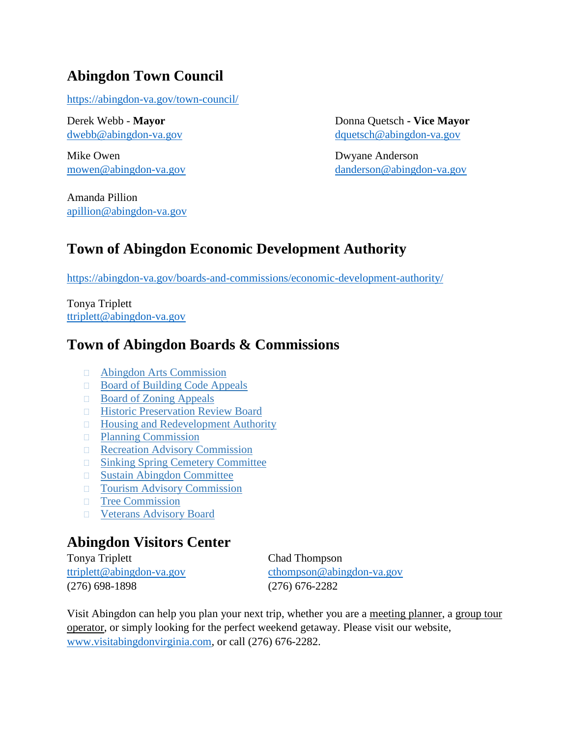## Abingdon Town Council

https://abingdon-va.gov/town-council/

Derek Webb - **Mayor**
dwebb@abingdon-va.gov

Donna Quetsch - **Vice Mayor**
dquetsch@abingdon-va.gov

Mike Owen
mowen@abingdon-va.gov

Dwyane Anderson
danderson@abingdon-va.gov

Amanda Pillion
apillion@abingdon-va.gov

## Town of Abingdon Economic Development Authority

https://abingdon-va.gov/boards-and-commissions/economic-development-authority/

Tonya Triplett
ttriplett@abingdon-va.gov

## Town of Abingdon Boards & Commissions

- Abingdon Arts Commission
- Board of Building Code Appeals
- Board of Zoning Appeals
- Historic Preservation Review Board
- Housing and Redevelopment Authority
- Planning Commission
- Recreation Advisory Commission
- Sinking Spring Cemetery Committee
- Sustain Abingdon Committee
- Tourism Advisory Commission
- Tree Commission
- Veterans Advisory Board

## Abingdon Visitors Center

Tonya Triplett
ttriplett@abingdon-va.gov
(276) 698-1898

Chad Thompson
cthompson@abingdon-va.gov
(276) 676-2282

Visit Abingdon can help you plan your next trip, whether you are a meeting planner, a group tour operator, or simply looking for the perfect weekend getaway. Please visit our website, www.visitabingdonvirginia.com, or call (276) 676-2282.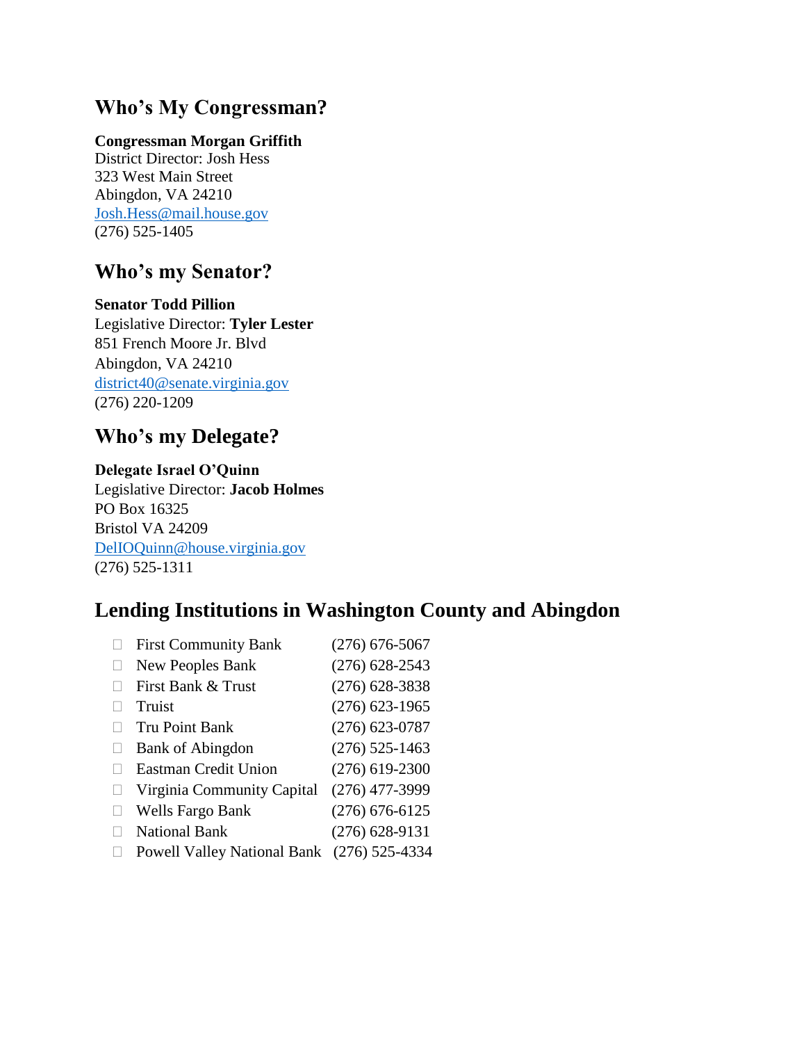## Who's My Congressman?

**Congressman Morgan Griffith**
District Director: Josh Hess
323 West Main Street
Abingdon, VA 24210
Josh.Hess@mail.house.gov
(276) 525-1405

## Who's my Senator?

**Senator Todd Pillion**
Legislative Director: **Tyler Lester**
851 French Moore Jr. Blvd
Abingdon, VA 24210
district40@senate.virginia.gov
(276) 220-1209

## Who's my Delegate?

**Delegate Israel O'Quinn**
Legislative Director: **Jacob Holmes**
PO Box 16325
Bristol VA 24209
DelIOQuinn@house.virginia.gov
(276) 525-1311

## Lending Institutions in Washington County and Abingdon

- First Community Bank (276) 676-5067
- New Peoples Bank (276) 628-2543
- First Bank & Trust (276) 628-3838
- Truist (276) 623-1965
- Tru Point Bank (276) 623-0787
- Bank of Abingdon (276) 525-1463
- Eastman Credit Union (276) 619-2300
- Virginia Community Capital (276) 477-3999
- Wells Fargo Bank (276) 676-6125
- National Bank (276) 628-9131
- Powell Valley National Bank (276) 525-4334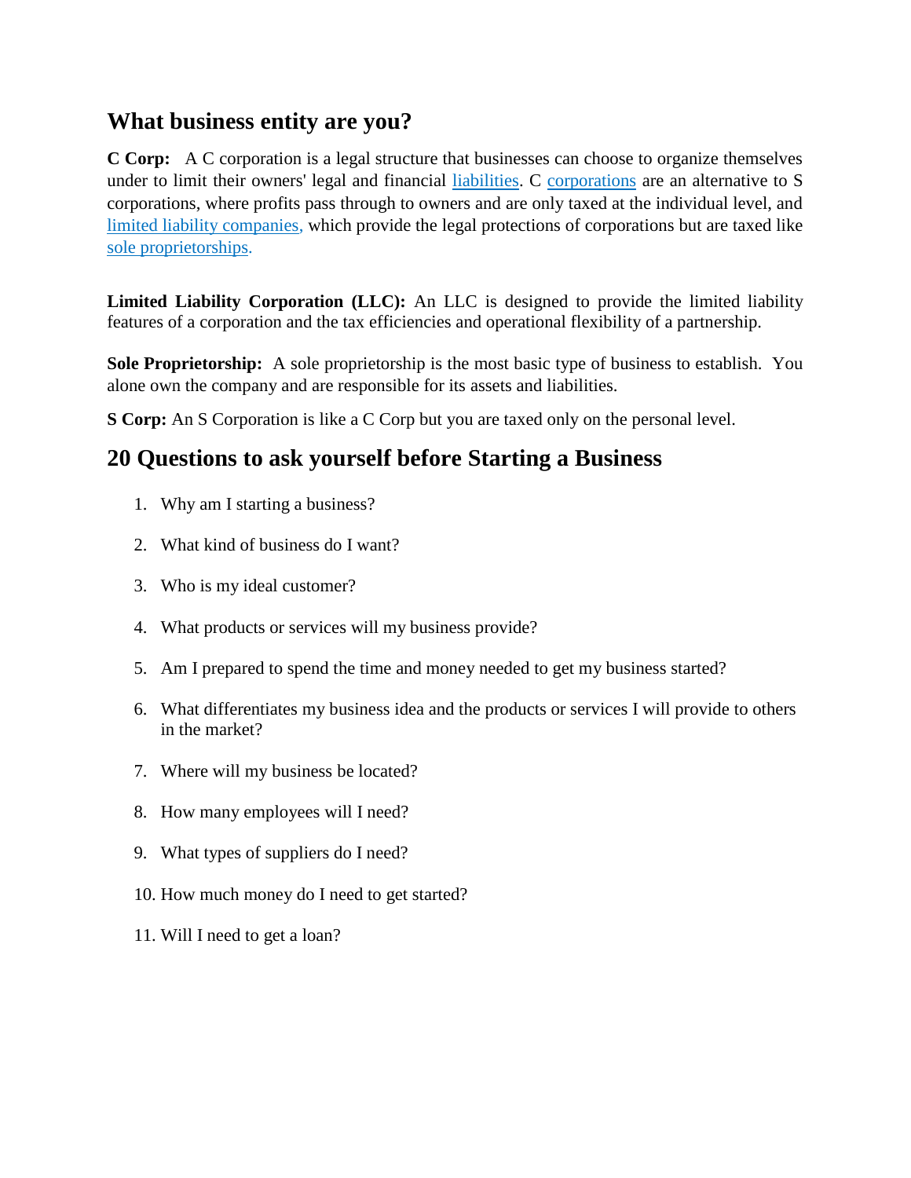## What business entity are you?

**C Corp:** A C corporation is a legal structure that businesses can choose to organize themselves under to limit their owners' legal and financial liabilities. C corporations are an alternative to S corporations, where profits pass through to owners and are only taxed at the individual level, and limited liability companies, which provide the legal protections of corporations but are taxed like sole proprietorships.

**Limited Liability Corporation (LLC):** An LLC is designed to provide the limited liability features of a corporation and the tax efficiencies and operational flexibility of a partnership.

**Sole Proprietorship:** A sole proprietorship is the most basic type of business to establish. You alone own the company and are responsible for its assets and liabilities.

**S Corp:** An S Corporation is like a C Corp but you are taxed only on the personal level.

## 20 Questions to ask yourself before Starting a Business

1. Why am I starting a business?
2. What kind of business do I want?
3. Who is my ideal customer?
4. What products or services will my business provide?
5. Am I prepared to spend the time and money needed to get my business started?
6. What differentiates my business idea and the products or services I will provide to others in the market?
7. Where will my business be located?
8. How many employees will I need?
9. What types of suppliers do I need?
10. How much money do I need to get started?
11. Will I need to get a loan?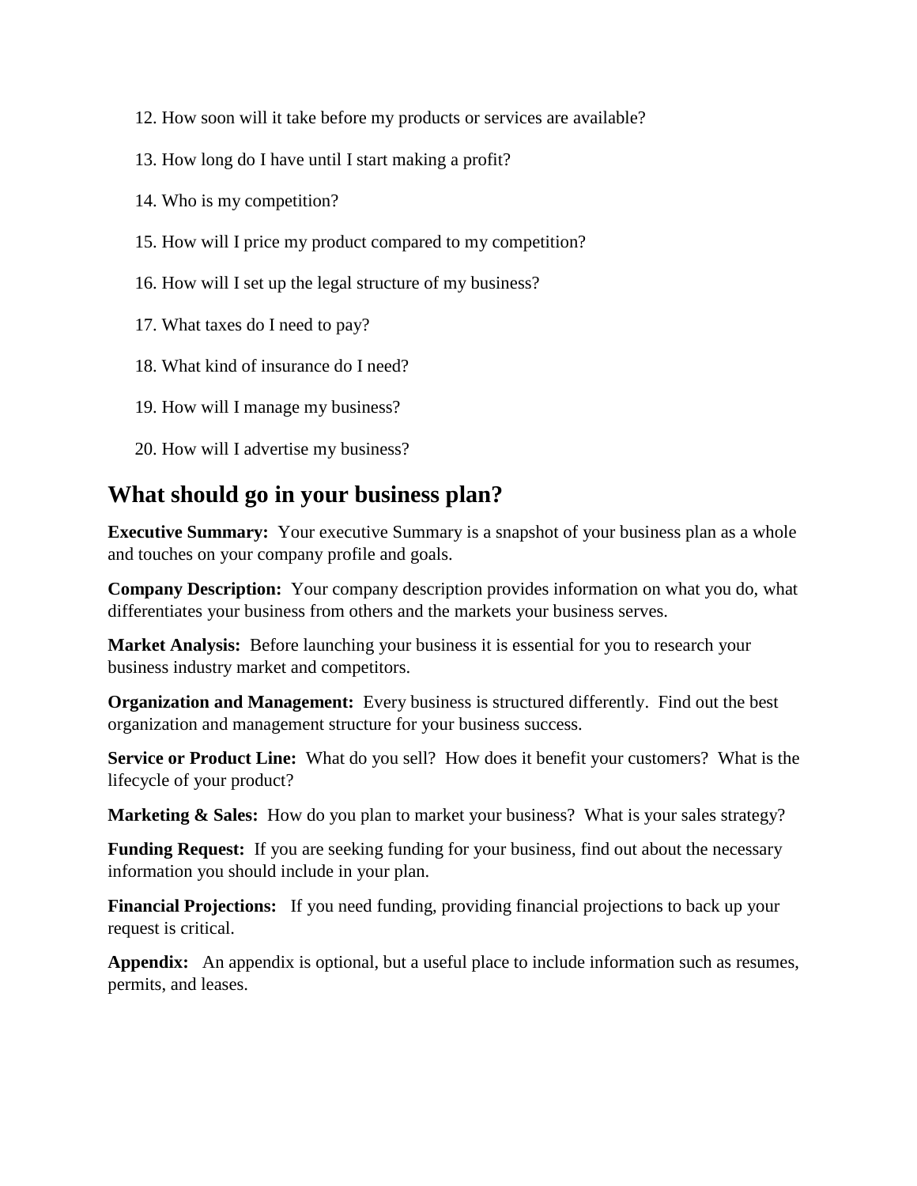12. How soon will it take before my products or services are available?
13. How long do I have until I start making a profit?
14. Who is my competition?
15. How will I price my product compared to my competition?
16. How will I set up the legal structure of my business?
17. What taxes do I need to pay?
18. What kind of insurance do I need?
19. How will I manage my business?
20. How will I advertise my business?

## What should go in your business plan?

**Executive Summary:** Your executive Summary is a snapshot of your business plan as a whole and touches on your company profile and goals.

**Company Description:** Your company description provides information on what you do, what differentiates your business from others and the markets your business serves.

**Market Analysis:** Before launching your business it is essential for you to research your business industry market and competitors.

**Organization and Management:** Every business is structured differently. Find out the best organization and management structure for your business success.

**Service or Product Line:** What do you sell? How does it benefit your customers? What is the lifecycle of your product?

**Marketing & Sales:** How do you plan to market your business? What is your sales strategy?

**Funding Request:** If you are seeking funding for your business, find out about the necessary information you should include in your plan.

**Financial Projections:** If you need funding, providing financial projections to back up your request is critical.

**Appendix:** An appendix is optional, but a useful place to include information such as resumes, permits, and leases.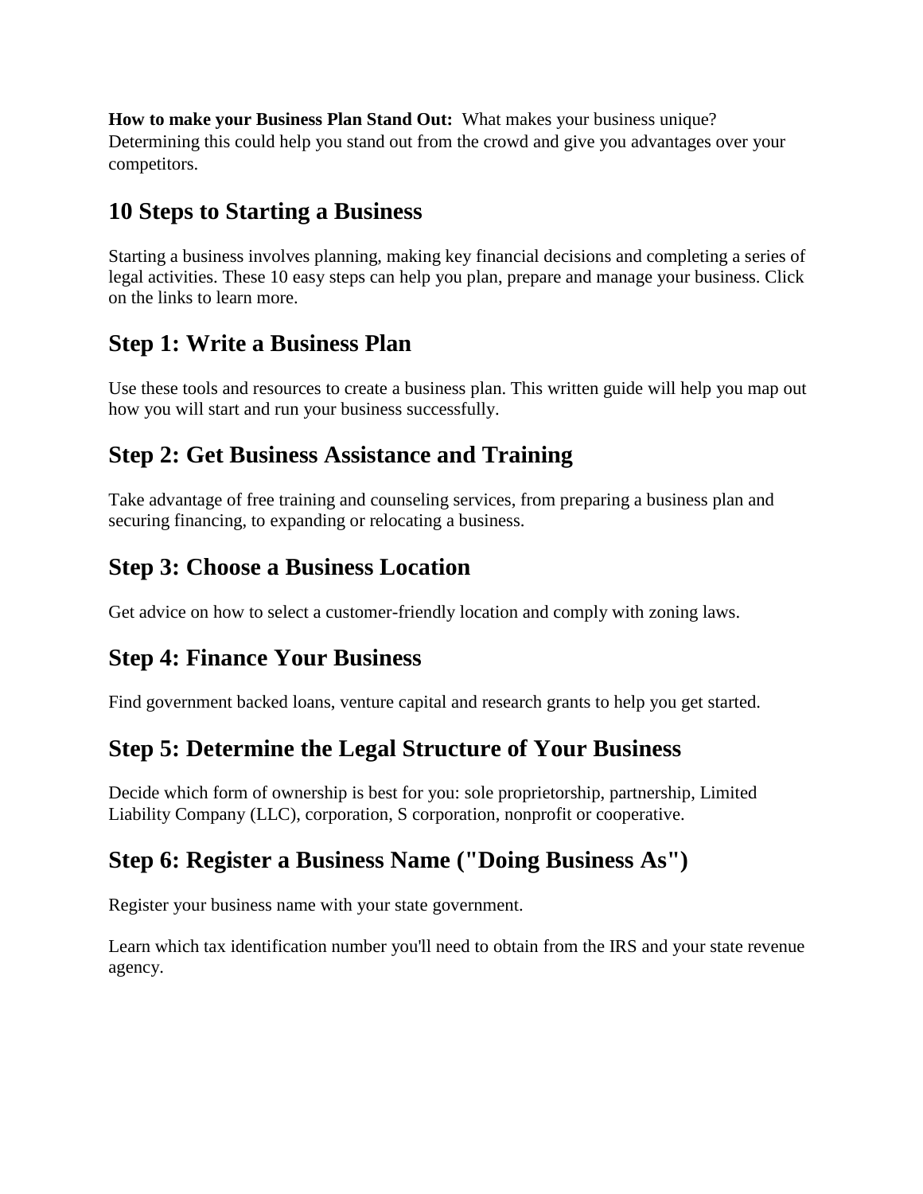**How to make your Business Plan Stand Out:** What makes your business unique? Determining this could help you stand out from the crowd and give you advantages over your competitors.

## 10 Steps to Starting a Business

Starting a business involves planning, making key financial decisions and completing a series of legal activities. These 10 easy steps can help you plan, prepare and manage your business. Click on the links to learn more.

## Step 1: Write a Business Plan

Use these tools and resources to create a business plan. This written guide will help you map out how you will start and run your business successfully.

## Step 2: Get Business Assistance and Training

Take advantage of free training and counseling services, from preparing a business plan and securing financing, to expanding or relocating a business.

## Step 3: Choose a Business Location

Get advice on how to select a customer-friendly location and comply with zoning laws.

## Step 4: Finance Your Business

Find government backed loans, venture capital and research grants to help you get started.

## Step 5: Determine the Legal Structure of Your Business

Decide which form of ownership is best for you: sole proprietorship, partnership, Limited Liability Company (LLC), corporation, S corporation, nonprofit or cooperative.

## Step 6: Register a Business Name ("Doing Business As")

Register your business name with your state government.

Learn which tax identification number you'll need to obtain from the IRS and your state revenue agency.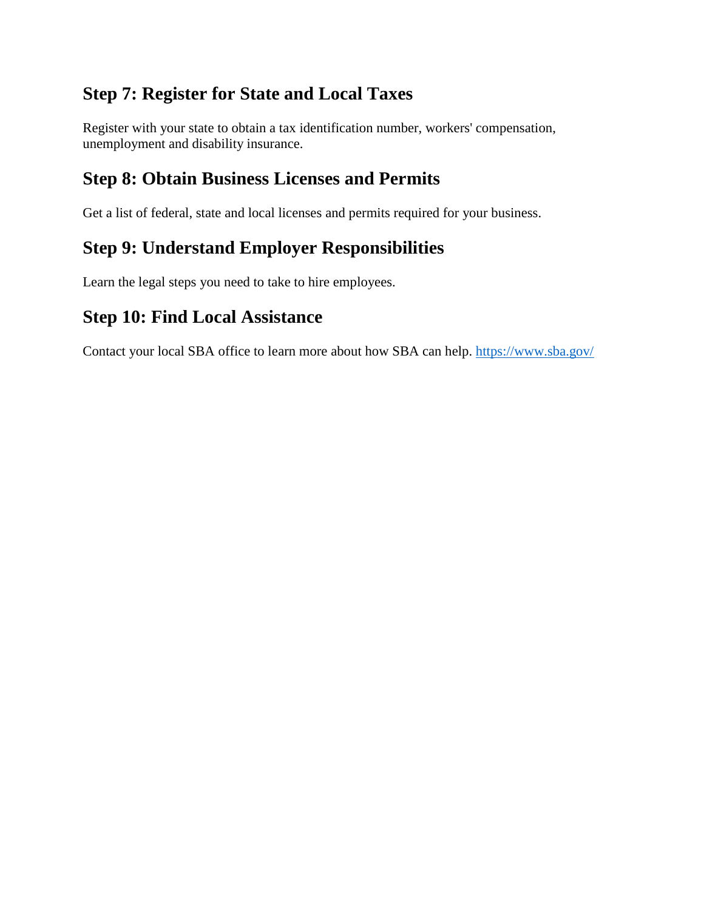## Step 7: Register for State and Local Taxes

Register with your state to obtain a tax identification number, workers' compensation, unemployment and disability insurance.

## Step 8: Obtain Business Licenses and Permits

Get a list of federal, state and local licenses and permits required for your business.

## Step 9: Understand Employer Responsibilities

Learn the legal steps you need to take to hire employees.

## Step 10: Find Local Assistance

Contact your local SBA office to learn more about how SBA can help. https://www.sba.gov/